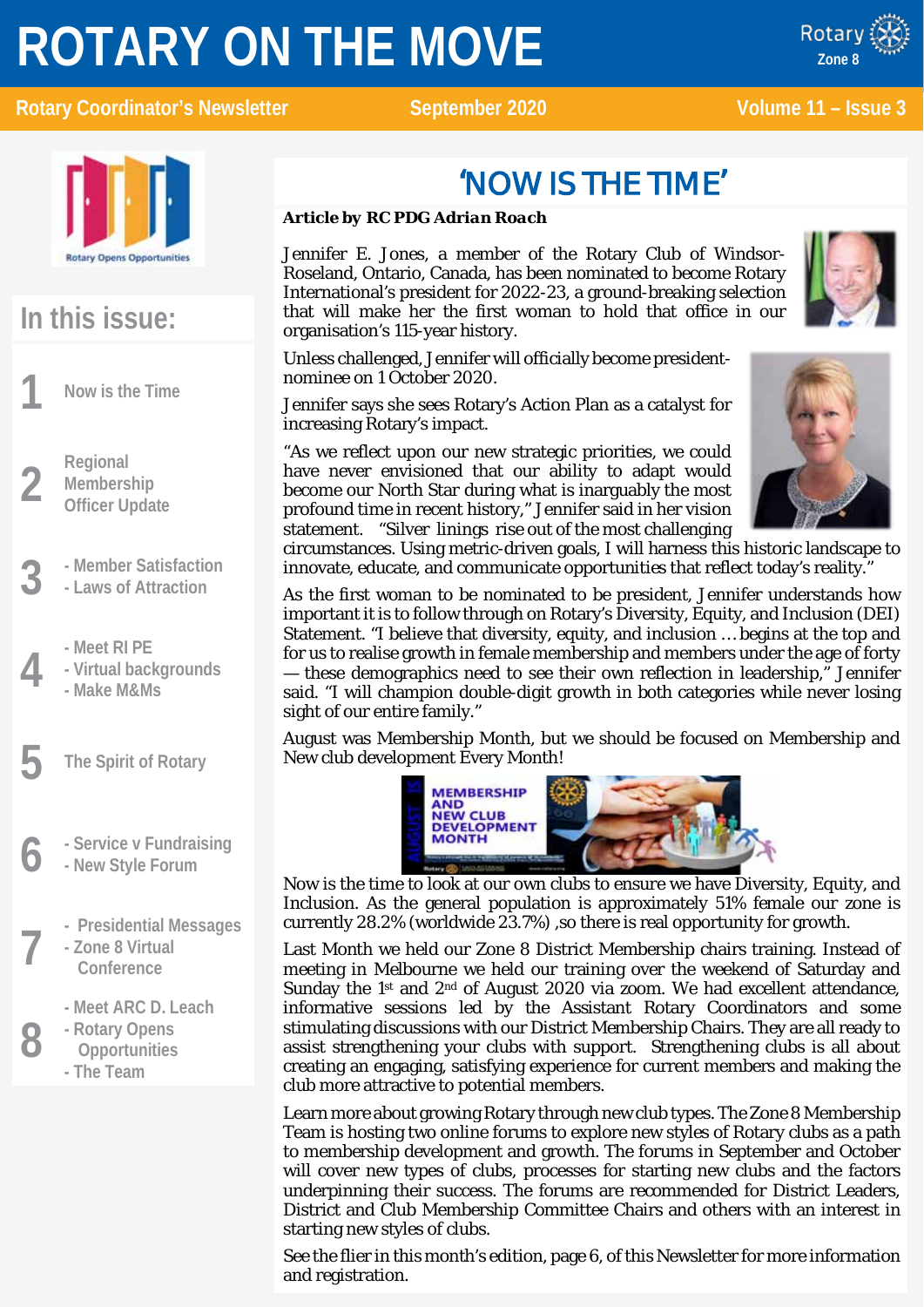# ROTARY ON THE MOVE

**Rotary Coordinator's Newsletter** | **September 2020** | **Volume 11 – Issue 3**

## In this issue:

1. Now is the Time
2. Regional Membership Officer Update
3. - Member Satisfaction
   - Laws of Attraction
4. - Meet RI PE
   - Virtual backgrounds
   - Make M&Ms
5. The Spirit of Rotary
6. - Service v Fundraising
   - New Style Forum
7. - Presidential Messages
   - Zone 8 Virtual Conference
8. - Meet ARC D. Leach
   - Rotary Opens Opportunities
   - The Team

## 'NOW IS THE TIME'

***Article by RC PDG Adrian Roach***

Jennifer E. Jones, a member of the Rotary Club of Windsor-Roseland, Ontario, Canada, has been nominated to become Rotary International's president for 2022-23, a ground-breaking selection that will make her the first woman to hold that office in our organisation's 115-year history.

Unless challenged, Jennifer will officially become president-nominee on 1 October 2020.

Jennifer says she sees Rotary's Action Plan as a catalyst for increasing Rotary's impact.

"As we reflect upon our new strategic priorities, we could have never envisioned that our ability to adapt would become our North Star during what is inarguably the most profound time in recent history," Jennifer said in her vision statement. "Silver linings rise out of the most challenging circumstances. Using metric-driven goals, I will harness this historic landscape to innovate, educate, and communicate opportunities that reflect today's reality."

As the first woman to be nominated to be president, Jennifer understands how important it is to follow through on Rotary's Diversity, Equity, and Inclusion (DEI) Statement. "I believe that diversity, equity, and inclusion … begins at the top and for us to realise growth in female membership and members under the age of forty — these demographics need to see their own reflection in leadership," Jennifer said. "I will champion double-digit growth in both categories while never losing sight of our entire family."

August was Membership Month, but we should be focused on Membership and New club development Every Month!

Now is the time to look at our own clubs to ensure we have Diversity, Equity, and Inclusion. As the general population is approximately 51% female our zone is currently 28.2% (worldwide 23.7%) ,so there is real opportunity for growth.

Last Month we held our Zone 8 District Membership chairs training. Instead of meeting in Melbourne we held our training over the weekend of Saturday and Sunday the 1st and 2nd of August 2020 via zoom. We had excellent attendance, informative sessions led by the Assistant Rotary Coordinators and some stimulating discussions with our District Membership Chairs. They are all ready to assist strengthening your clubs with support. Strengthening clubs is all about creating an engaging, satisfying experience for current members and making the club more attractive to potential members.

Learn more about growing Rotary through new club types. The Zone 8 Membership Team is hosting two online forums to explore new styles of Rotary clubs as a path to membership development and growth. The forums in September and October will cover new types of clubs, processes for starting new clubs and the factors underpinning their success. The forums are recommended for District Leaders, District and Club Membership Committee Chairs and others with an interest in starting new styles of clubs.

See the flier in this month's edition, page 6, of this Newsletter for more information and registration.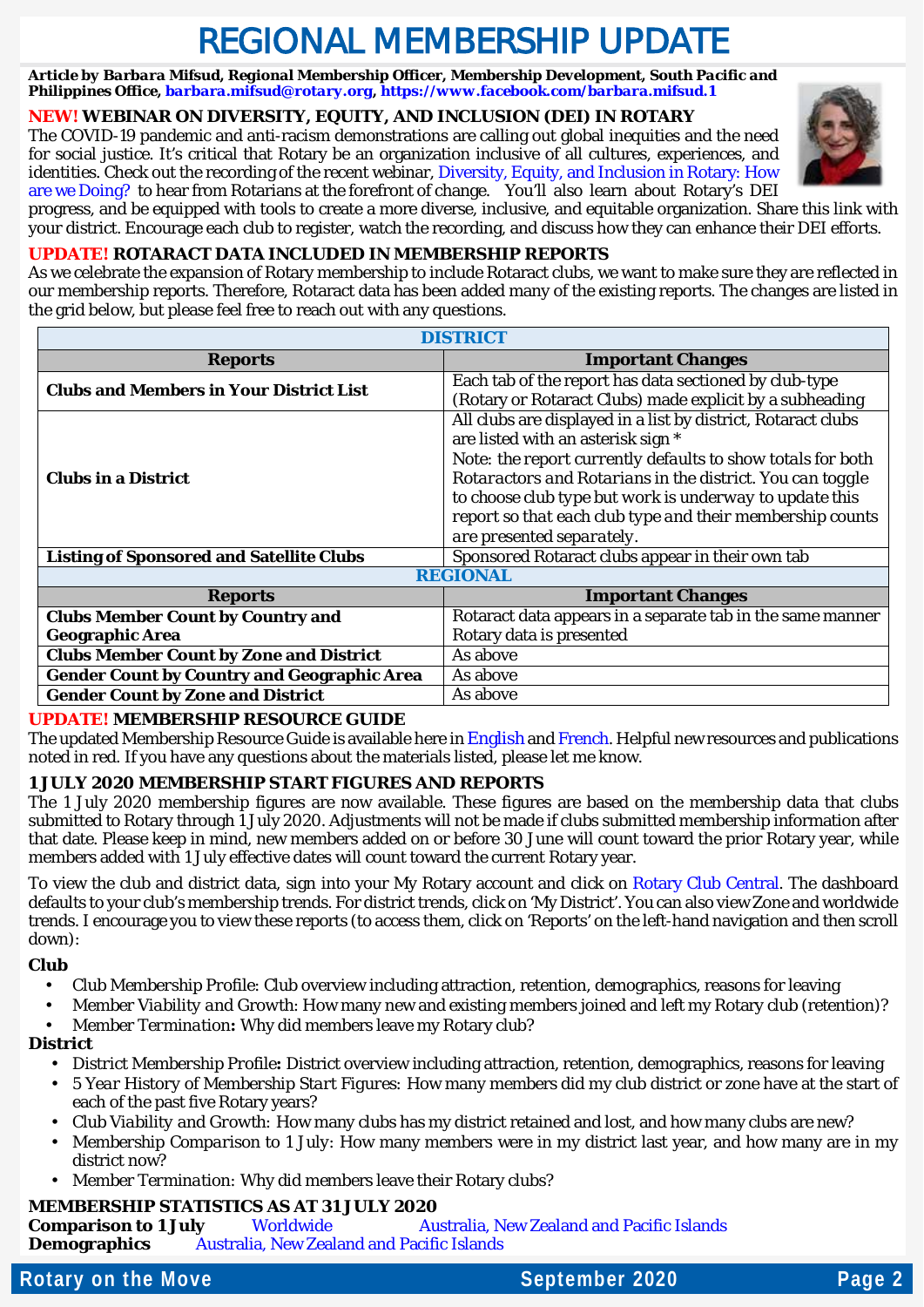# REGIONAL MEMBERSHIP UPDATE

**Article by Barbara Mifsud, Regional Membership Officer, Membership Development, South Pacific and Philippines Office, barbara.mifsud@rotary.org, https://www.facebook.com/barbara.mifsud.1**

## NEW! WEBINAR ON DIVERSITY, EQUITY, AND INCLUSION (DEI) IN ROTARY

The COVID-19 pandemic and anti-racism demonstrations are calling out global inequities and the need for social justice. It's critical that Rotary be an organization inclusive of all cultures, experiences, and identities. Check out the recording of the recent webinar, Diversity, Equity, and Inclusion in Rotary: How are we Doing? to hear from Rotarians at the forefront of change. You'll also learn about Rotary's DEI progress, and be equipped with tools to create a more diverse, inclusive, and equitable organization. Share this link with your district. Encourage each club to register, watch the recording, and discuss how they can enhance their DEI efforts.

## UPDATE! ROTARACT DATA INCLUDED IN MEMBERSHIP REPORTS

As we celebrate the expansion of Rotary membership to include Rotaract clubs, we want to make sure they are reflected in our membership reports. Therefore, Rotaract data has been added many of the existing reports. The changes are listed in the grid below, but please feel free to reach out with any questions.

| DISTRICT | |
|---|---|
| **Reports** | **Important Changes** |
| **Clubs and Members in Your District List** | Each tab of the report has data sectioned by club-type (Rotary or Rotaract Clubs) made explicit by a subheading |
| **Clubs in a District** | All clubs are displayed in a list by district, Rotaract clubs are listed with an asterisk sign * Note: the report currently defaults to show totals for both Rotaractors and Rotarians in the district. You can toggle to choose club type but work is underway to update this report so that each club type and their membership counts are presented separately. |
| **Listing of Sponsored and Satellite Clubs** | Sponsored Rotaract clubs appear in their own tab |
| **REGIONAL** | |
| **Reports** | **Important Changes** |
| **Clubs Member Count by Country and Geographic Area** | Rotaract data appears in a separate tab in the same manner Rotary data is presented |
| **Clubs Member Count by Zone and District** | As above |
| **Gender Count by Country and Geographic Area** | As above |
| **Gender Count by Zone and District** | As above |

## UPDATE! MEMBERSHIP RESOURCE GUIDE

The updated Membership Resource Guide is available here in English and French. Helpful new resources and publications noted in red. If you have any questions about the materials listed, please let me know.

## 1 JULY 2020 MEMBERSHIP START FIGURES AND REPORTS

The 1 July 2020 membership figures are now available. These figures are based on the membership data that clubs submitted to Rotary through 1 July 2020. Adjustments will not be made if clubs submitted membership information after that date. Please keep in mind, new members added on or before 30 June will count toward the prior Rotary year, while members added with 1 July effective dates will count toward the current Rotary year.

To view the club and district data, sign into your My Rotary account and click on Rotary Club Central. The dashboard defaults to your club's membership trends. For district trends, click on 'My District'. You can also view Zone and worldwide trends. I encourage you to view these reports (to access them, click on 'Reports' on the left-hand navigation and then scroll down):

**Club**

- Club Membership Profile: Club overview including attraction, retention, demographics, reasons for leaving
- Member Viability and Growth: How many new and existing members joined and left my Rotary club (retention)?
- Member Termination**:** Why did members leave my Rotary club?

**District**

- District Membership Profile**:** District overview including attraction, retention, demographics, reasons for leaving
- 5 Year History of Membership Start Figures: How many members did my club district or zone have at the start of each of the past five Rotary years?
- Club Viability and Growth: How many clubs has my district retained and lost, and how many clubs are new?
- Membership Comparison to 1 July: How many members were in my district last year, and how many are in my district now?
- Member Termination: Why did members leave their Rotary clubs?

## MEMBERSHIP STATISTICS AS AT 31 JULY 2020

**Comparison to 1 July** Worldwide Australia, New Zealand and Pacific Islands
**Demographics** Australia, New Zealand and Pacific Islands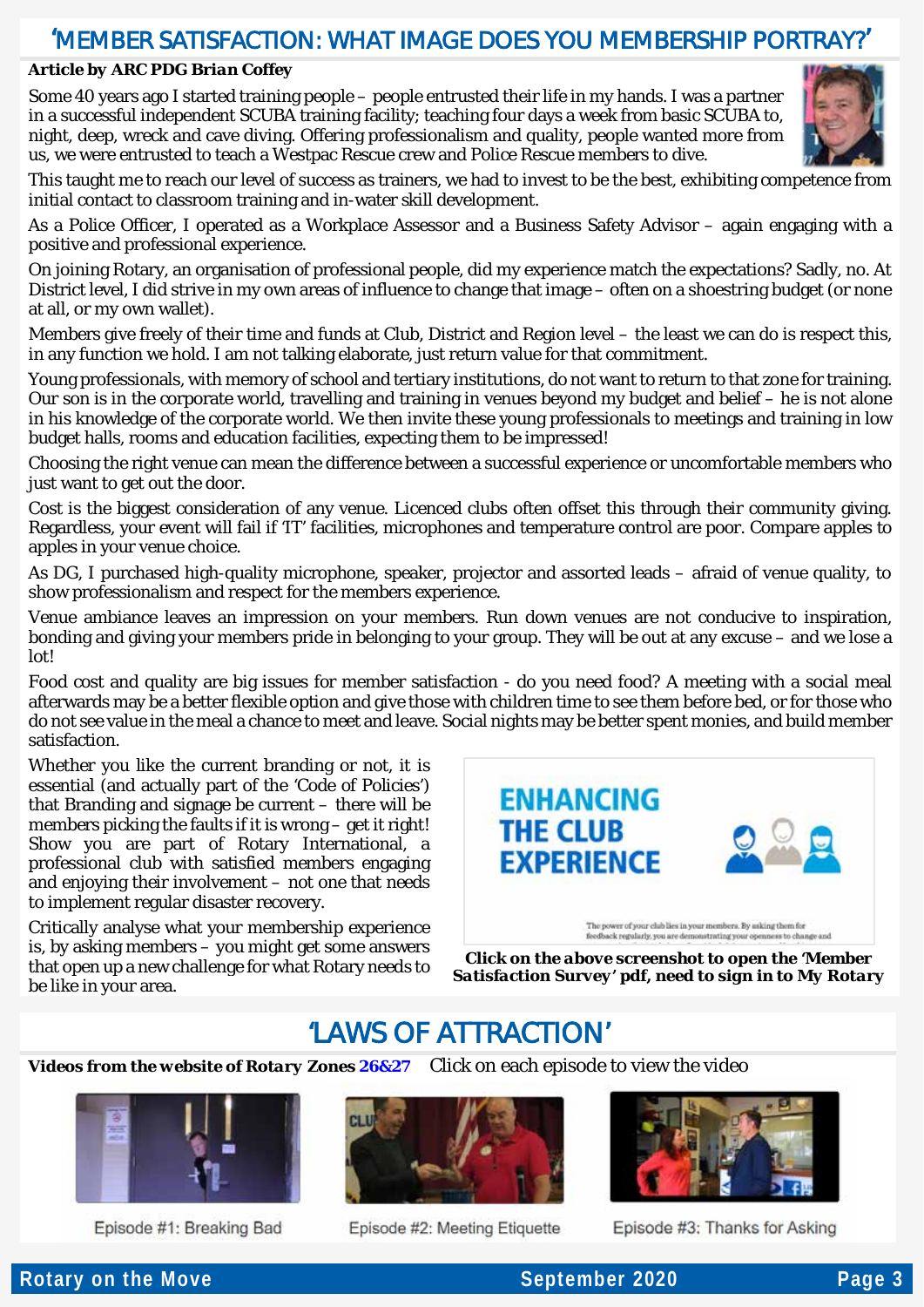## 'MEMBER SATISFACTION: WHAT IMAGE DOES YOU MEMBERSHIP PORTRAY?'

***Article by ARC PDG Brian Coffey***

Some 40 years ago I started training people – people entrusted their life in my hands. I was a partner in a successful independent SCUBA training facility; teaching four days a week from basic SCUBA to, night, deep, wreck and cave diving. Offering professionalism and quality, people wanted more from us, we were entrusted to teach a Westpac Rescue crew and Police Rescue members to dive.

This taught me to reach our level of success as trainers, we had to invest to be the best, exhibiting competence from initial contact to classroom training and in-water skill development.

As a Police Officer, I operated as a Workplace Assessor and a Business Safety Advisor – again engaging with a positive and professional experience.

On joining Rotary, an organisation of professional people, did my experience match the expectations? Sadly, no. At District level, I did strive in my own areas of influence to change that image – often on a shoestring budget (or none at all, or my own wallet).

Members give freely of their time and funds at Club, District and Region level – the least we can do is respect this, in any function we hold. I am not talking elaborate, just return value for that commitment.

Young professionals, with memory of school and tertiary institutions, do not want to return to that zone for training. Our son is in the corporate world, travelling and training in venues beyond my budget and belief – he is not alone in his knowledge of the corporate world. We then invite these young professionals to meetings and training in low budget halls, rooms and education facilities, expecting them to be impressed!

Choosing the right venue can mean the difference between a successful experience or uncomfortable members who just want to get out the door.

Cost is the biggest consideration of any venue. Licenced clubs often offset this through their community giving. Regardless, your event will fail if 'IT' facilities, microphones and temperature control are poor. Compare apples to apples in your venue choice.

As DG, I purchased high-quality microphone, speaker, projector and assorted leads – afraid of venue quality, to show professionalism and respect for the members experience.

Venue ambiance leaves an impression on your members. Run down venues are not conducive to inspiration, bonding and giving your members pride in belonging to your group. They will be out at any excuse – and we lose a lot!

Food cost and quality are big issues for member satisfaction - do you need food? A meeting with a social meal afterwards may be a better flexible option and give those with children time to see them before bed, or for those who do not see value in the meal a chance to meet and leave. Social nights may be better spent monies, and build member satisfaction.

Whether you like the current branding or not, it is essential (and actually part of the 'Code of Policies') that Branding and signage be current – there will be members picking the faults if it is wrong – get it right! Show you are part of Rotary International, a professional club with satisfied members engaging and enjoying their involvement – not one that needs to implement regular disaster recovery.

Critically analyse what your membership experience is, by asking members – you might get some answers that open up a new challenge for what Rotary needs to be like in your area.

**ENHANCING THE CLUB EXPERIENCE**

The power of your club lies in your members. By asking them for feedback regularly, you are demonstrating your openness to change and

***Click on the above screenshot to open the 'Member Satisfaction Survey' pdf, need to sign in to My Rotary***

## 'LAWS OF ATTRACTION'

***Videos from the website of Rotary Zones 26&27*** Click on each episode to view the video

Episode #1: Breaking Bad

Episode #2: Meeting Etiquette

Episode #3: Thanks for Asking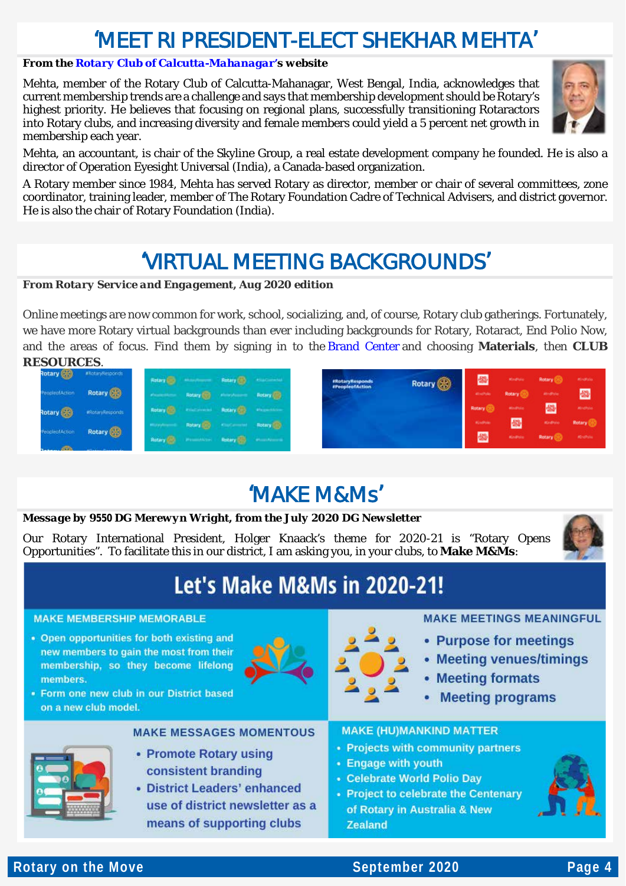# 'MEET RI PRESIDENT-ELECT SHEKHAR MEHTA'

**From the Rotary Club of Calcutta-Mahanagar's website**

Mehta, member of the Rotary Club of Calcutta-Mahanagar, West Bengal, India, acknowledges that current membership trends are a challenge and says that membership development should be Rotary's highest priority. He believes that focusing on regional plans, successfully transitioning Rotaractors into Rotary clubs, and increasing diversity and female members could yield a 5 percent net growth in membership each year.

Mehta, an accountant, is chair of the Skyline Group, a real estate development company he founded. He is also a director of Operation Eyesight Universal (India), a Canada-based organization.

A Rotary member since 1984, Mehta has served Rotary as director, member or chair of several committees, zone coordinator, training leader, member of The Rotary Foundation Cadre of Technical Advisers, and district governor. He is also the chair of Rotary Foundation (India).

# 'VIRTUAL MEETING BACKGROUNDS'

***From Rotary Service and Engagement, Aug 2020 edition***

Online meetings are now common for work, school, socializing, and, of course, Rotary club gatherings. Fortunately, we have more Rotary virtual backgrounds than ever including backgrounds for Rotary, Rotaract, End Polio Now, and the areas of focus. Find them by signing in to the Brand Center and choosing **Materials**, then **CLUB RESOURCES**.

# 'MAKE M&Ms'

***Message by 9550 DG Merewyn Wright, from the July 2020 DG Newsletter***

Our Rotary International President, Holger Knaack's theme for 2020-21 is "Rotary Opens Opportunities". To facilitate this in our district, I am asking you, in your clubs, to **Make M&Ms**:

## Let's Make M&Ms in 2020-21!

### MAKE MEMBERSHIP MEMORABLE

- Open opportunities for both existing and new members to gain the most from their membership, so they become lifelong members.
- Form one new club in our District based on a new club model.

### MAKE MEETINGS MEANINGFUL

- Purpose for meetings
- Meeting venues/timings
- Meeting formats
- Meeting programs

### MAKE MESSAGES MOMENTOUS

- Promote Rotary using consistent branding
- District Leaders' enhanced use of district newsletter as a means of supporting clubs

### MAKE (HU)MANKIND MATTER

- Projects with community partners
- Engage with youth
- Celebrate World Polio Day
- Project to celebrate the Centenary of Rotary in Australia & New Zealand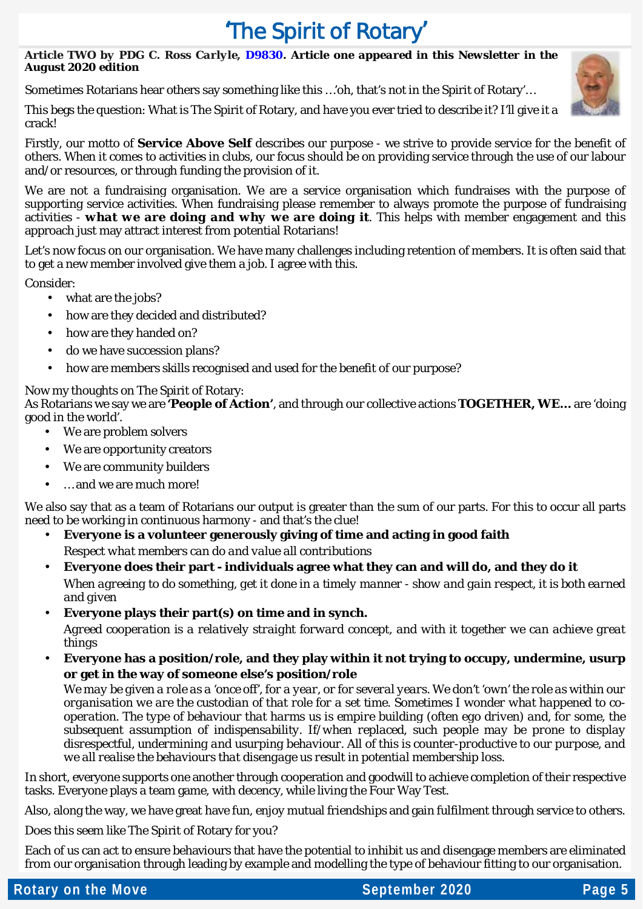# 'The Spirit of Rotary'

***Article TWO by PDG C. Ross Carlyle, D9830. Article one appeared in this Newsletter in the August 2020 edition***

Sometimes Rotarians hear others say something like this …'oh, that's not in the Spirit of Rotary'…

This begs the question: What is The Spirit of Rotary, and have you ever tried to describe it? I'll give it a crack!

Firstly, our motto of **Service Above Self** describes our purpose - we strive to provide service for the benefit of others. When it comes to activities in clubs, our focus should be on providing service through the use of our labour and/or resources, or through funding the provision of it.

We are not a fundraising organisation. We are a service organisation which fundraises with the purpose of supporting service activities. When fundraising please remember to always promote the purpose of fundraising activities - ***what we are doing and why we are doing it***. This helps with member engagement and this approach just may attract interest from potential Rotarians!

Let's now focus on our organisation. We have many challenges including retention of members. It is often said that to get a new member involved give them a job. I agree with this.

Consider:

- what are the jobs?
- how are they decided and distributed?
- how are they handed on?
- do we have succession plans?
- how are members skills recognised and used for the benefit of our purpose?

Now my thoughts on The Spirit of Rotary:
As Rotarians we say we are **'People of Action'**, and through our collective actions **TOGETHER, WE…** are 'doing good in the world'.

- We are problem solvers
- We are opportunity creators
- We are community builders
- …and we are much more!

We also say that as a team of Rotarians our output is greater than the sum of our parts. For this to occur all parts need to be working in continuous harmony - and that's the clue!

- **Everyone is a volunteer generously giving of time and acting in good faith**
  *Respect what members can do and value all contributions*
- **Everyone does their part - individuals agree what they can and will do, and they do it**
  *When agreeing to do something, get it done in a timely manner - show and gain respect, it is both earned and given*
- **Everyone plays their part(s) on time and in synch.**
  *Agreed cooperation is a relatively straight forward concept, and with it together we can achieve great things*
- **Everyone has a position/role, and they play within it not trying to occupy, undermine, usurp or get in the way of someone else's position/role**
  *We may be given a role as a 'once off', for a year, or for several years. We don't 'own' the role as within our organisation we are the custodian of that role for a set time. Sometimes I wonder what happened to co-operation. The type of behaviour that harms us is empire building (often ego driven) and, for some, the subsequent assumption of indispensability. If/when replaced, such people may be prone to display disrespectful, undermining and usurping behaviour. All of this is counter-productive to our purpose, and we all realise the behaviours that disengage us result in potential membership loss.*

In short, everyone supports one another through cooperation and goodwill to achieve completion of their respective tasks. Everyone plays a team game, with decency, while living the Four Way Test.

Also, along the way, we have great have fun, enjoy mutual friendships and gain fulfilment through service to others.

Does this seem like The Spirit of Rotary for you?

Each of us can act to ensure behaviours that have the potential to inhibit us and disengage members are eliminated from our organisation through leading by example and modelling the type of behaviour fitting to our organisation.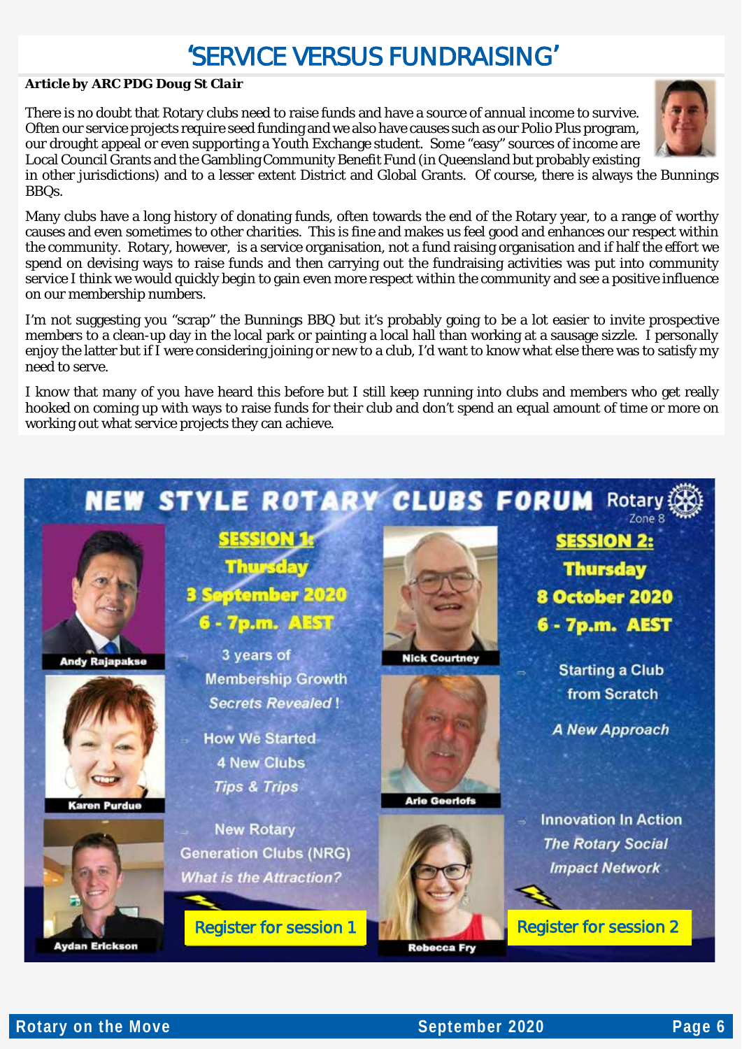# 'SERVICE VERSUS FUNDRAISING'

***Article by ARC PDG Doug St Clair***

There is no doubt that Rotary clubs need to raise funds and have a source of annual income to survive. Often our service projects require seed funding and we also have causes such as our Polio Plus program, our drought appeal or even supporting a Youth Exchange student. Some "easy" sources of income are Local Council Grants and the Gambling Community Benefit Fund (in Queensland but probably existing in other jurisdictions) and to a lesser extent District and Global Grants. Of course, there is always the Bunnings BBQs.

Many clubs have a long history of donating funds, often towards the end of the Rotary year, to a range of worthy causes and even sometimes to other charities. This is fine and makes us feel good and enhances our respect within the community. Rotary, however, is a service organisation, not a fund raising organisation and if half the effort we spend on devising ways to raise funds and then carrying out the fundraising activities was put into community service I think we would quickly begin to gain even more respect within the community and see a positive influence on our membership numbers.

I'm not suggesting you "scrap" the Bunnings BBQ but it's probably going to be a lot easier to invite prospective members to a clean-up day in the local park or painting a local hall than working at a sausage sizzle. I personally enjoy the latter but if I were considering joining or new to a club, I'd want to know what else there was to satisfy my need to serve.

I know that many of you have heard this before but I still keep running into clubs and members who get really hooked on coming up with ways to raise funds for their club and don't spend an equal amount of time or more on working out what service projects they can achieve.

## NEW STYLE ROTARY CLUBS FORUM

Rotary Zone 8

**SESSION 1:**
**Thursday**
**3 September 2020**
**6 - 7p.m. AEST**

- 3 years of Membership Growth *Secrets Revealed !*
- How We Started 4 New Clubs *Tips & Trips*
- New Rotary Generation Clubs (NRG) *What is the Attraction?*

Andy Rajapakse, Karen Purdue, Aydan Erickson

Register for session 1

**SESSION 2:**
**Thursday**
**8 October 2020**
**6 - 7p.m. AEST**

- Starting a Club from Scratch *A New Approach*
- Innovation In Action *The Rotary Social Impact Network*

Nick Courtney, Arie Geerlofs, Rebecca Fry

Register for session 2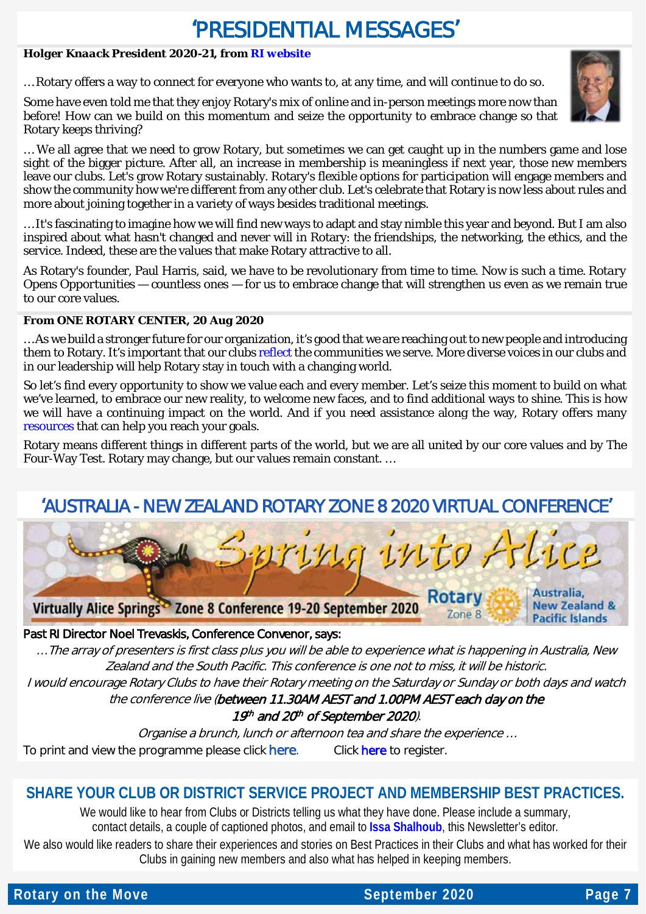# 'PRESIDENTIAL MESSAGES'

**Holger Knaack President 2020-21, from RI website**

…Rotary offers a way to connect for everyone who wants to, at any time, and will continue to do so.

Some have even told me that they enjoy Rotary's mix of online and in-person meetings more now than before! How can we build on this momentum and seize the opportunity to embrace change so that Rotary keeps thriving?

…We all agree that we need to grow Rotary, but sometimes we can get caught up in the numbers game and lose sight of the bigger picture. After all, an increase in membership is meaningless if next year, those new members leave our clubs. Let's grow Rotary sustainably. Rotary's flexible options for participation will engage members and show the community how we're different from any other club. Let's celebrate that Rotary is now less about rules and more about joining together in a variety of ways besides traditional meetings.

…It's fascinating to imagine how we will find new ways to adapt and stay nimble this year and beyond. But I am also inspired about what hasn't changed and never will in Rotary: the friendships, the networking, the ethics, and the service. Indeed, these are the values that make Rotary attractive to all.

As Rotary's founder, Paul Harris, said, we have to be revolutionary from time to time. Now is such a time. Rotary Opens Opportunities — countless ones — for us to embrace change that will strengthen us even as we remain true to our core values.

**From ONE ROTARY CENTER, 20 Aug 2020**

…As we build a stronger future for our organization, it's good that we are reaching out to new people and introducing them to Rotary. It's important that our clubs reflect the communities we serve. More diverse voices in our clubs and in our leadership will help Rotary stay in touch with a changing world.

So let's find every opportunity to show we value each and every member. Let's seize this moment to build on what we've learned, to embrace our new reality, to welcome new faces, and to find additional ways to shine. This is how we will have a continuing impact on the world. And if you need assistance along the way, Rotary offers many resources that can help you reach your goals.

Rotary means different things in different parts of the world, but we are all united by our core values and by The Four-Way Test. Rotary may change, but our values remain constant. …

# 'AUSTRALIA - NEW ZEALAND ROTARY ZONE 8 2020 VIRTUAL CONFERENCE'

Spring into Alice

Virtually Alice Springs Zone 8 Conference 19-20 September 2020 — Rotary Zone 8 — Australia, New Zealand & Pacific Islands

Past RI Director Noel Trevaskis, Conference Convenor, says:

*…The array of presenters is first class plus you will be able to experience what is happening in Australia, New Zealand and the South Pacific. This conference is one not to miss, it will be historic.*

*I would encourage Rotary Clubs to have their Rotary meeting on the Saturday or Sunday or both days and watch the conference live (**between 11.30AM AEST and 1.00PM AEST each day on the 19th and 20th of September 2020**).*

*Organise a brunch, lunch or afternoon tea and share the experience …*

To print and view the programme please click here. Click here to register.

## SHARE YOUR CLUB OR DISTRICT SERVICE PROJECT AND MEMBERSHIP BEST PRACTICES.

We would like to hear from Clubs or Districts telling us what they have done. Please include a summary, contact details, a couple of captioned photos, and email to **Issa Shalhoub**, this Newsletter's editor.

We also would like readers to share their experiences and stories on Best Practices in their Clubs and what has worked for their Clubs in gaining new members and also what has helped in keeping members.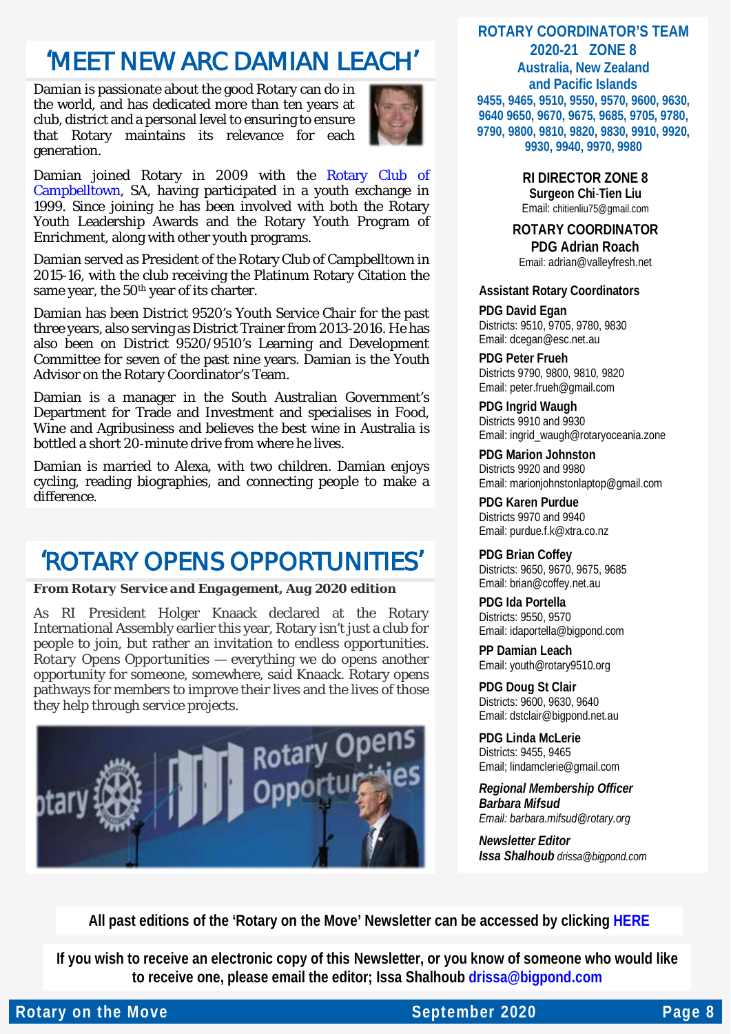# 'MEET NEW ARC DAMIAN LEACH'

Damian is passionate about the good Rotary can do in the world, and has dedicated more than ten years at club, district and a personal level to ensuring to ensure that Rotary maintains its relevance for each generation.

Damian joined Rotary in 2009 with the Rotary Club of Campbelltown, SA, having participated in a youth exchange in 1999. Since joining he has been involved with both the Rotary Youth Leadership Awards and the Rotary Youth Program of Enrichment, along with other youth programs.

Damian served as President of the Rotary Club of Campbelltown in 2015-16, with the club receiving the Platinum Rotary Citation the same year, the 50th year of its charter.

Damian has been District 9520's Youth Service Chair for the past three years, also serving as District Trainer from 2013-2016. He has also been on District 9520/9510's Learning and Development Committee for seven of the past nine years. Damian is the Youth Advisor on the Rotary Coordinator's Team.

Damian is a manager in the South Australian Government's Department for Trade and Investment and specialises in Food, Wine and Agribusiness and believes the best wine in Australia is bottled a short 20-minute drive from where he lives.

Damian is married to Alexa, with two children. Damian enjoys cycling, reading biographies, and connecting people to make a difference.

# 'ROTARY OPENS OPPORTUNITIES'

***From Rotary Service and Engagement, Aug 2020 edition***

As RI President Holger Knaack declared at the Rotary International Assembly earlier this year, Rotary isn't just a club for people to join, but rather an invitation to endless opportunities. Rotary Opens Opportunities — everything we do opens another opportunity for someone, somewhere, said Knaack. Rotary opens pathways for members to improve their lives and the lives of those they help through service projects.

## ROTARY COORDINATOR'S TEAM 2020-21 ZONE 8

**Australia, New Zealand and Pacific Islands**

**9455, 9465, 9510, 9550, 9570, 9600, 9630, 9640 9650, 9670, 9675, 9685, 9705, 9780, 9790, 9800, 9810, 9820, 9830, 9910, 9920, 9930, 9940, 9970, 9980**

**RI DIRECTOR ZONE 8**
**Surgeon Chi-Tien Liu**
Email: chitienliu75@gmail.com

**ROTARY COORDINATOR**
**PDG Adrian Roach**
Email: adrian@valleyfresh.net

**Assistant Rotary Coordinators**

**PDG David Egan**
Districts: 9510, 9705, 9780, 9830
Email: dcegan@esc.net.au

**PDG Peter Frueh**
Districts 9790, 9800, 9810, 9820
Email: peter.frueh@gmail.com

**PDG Ingrid Waugh**
Districts 9910 and 9930
Email: ingrid_waugh@rotaryoceania.zone

**PDG Marion Johnston**
Districts 9920 and 9980
Email: marionjohnstonlaptop@gmail.com

**PDG Karen Purdue**
Districts 9970 and 9940
Email: purdue.f.k@xtra.co.nz

**PDG Brian Coffey**
Districts: 9650, 9670, 9675, 9685
Email: brian@coffey.net.au

**PDG Ida Portella**
Districts: 9550, 9570
Email: idaportella@bigpond.com

**PP Damian Leach**
Email: youth@rotary9510.org

**PDG Doug St Clair**
Districts: 9600, 9630, 9640
Email: dstclair@bigpond.net.au

**PDG Linda McLerie**
Districts: 9455, 9465
Email; lindamclerie@gmail.com

***Regional Membership Officer***
***Barbara Mifsud***
*Email: barbara.mifsud@rotary.org*

***Newsletter Editor***
***Issa Shalhoub*** *drissa@bigpond.com*

**All past editions of the 'Rotary on the Move' Newsletter can be accessed by clicking HERE**

**If you wish to receive an electronic copy of this Newsletter, or you know of someone who would like to receive one, please email the editor; Issa Shalhoub drissa@bigpond.com**